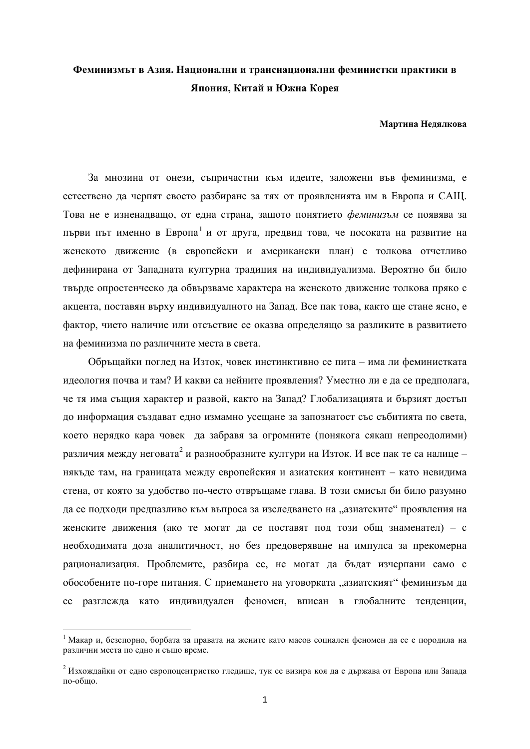# Феминизмът в Азия. Национални и транснационални феминистки практики в Япония, Китай и Южна Корея

**Мартина Недялкова**

За мнозина от онези, съпричастни към идеите, заложени във феминизма, е естествено да черпят своето разбиране за тях от проявленията им в Европа и САЩ. Това не е изненадващо, от една страна, защото понятието *феминизъм* се появява за първи път именно в Европа[1] и от друга, предвид това, че посоката на развитие на женското движение (в европейски и американски план) е толкова отчетливо дефинирана от Западната културна традиция на индивидуализма. Вероятно би било твърде опростенческо да обвързваме характера на женското движение толкова пряко с акцента, поставян върху индивидуалното на Запад. Все пак това, както ще стане ясно, е фактор, чието наличие или отсъствие се оказва определящо за разликите в развитието на феминизма по различните места в света.

Обръщайки поглед на Изток, човек инстинктивно се пита – има ли феминистката идеология почва и там? И какви са нейните проявления? Уместно ли е да се предполага, че тя има същия характер и развой, както на Запад? Глобализацията и бързият достъп до информация създават едно измамно усещане за запознатост със събитията по света, което нерядко кара човек да забравя за огромните (понякога сякаш непреодолими) различия между неговата[2] и разнообразните култури на Изток. И все пак те са налице – някъде там, на границата между европейския и азиатския континент – като невидима стена, от която за удобство по-често отвръщаме глава. В този смисъл би било разумно да се подходи предпазливо към въпроса за изследването на „азиатските“ проявления на женските движения (ако те могат да се поставят под този общ знаменател) – с необходимата доза аналитичност, но без предоверяване на импулса за прекомерна рационализация. Проблемите, разбира се, не могат да бъдат изчерпани само с обособените по-горе питания. С приемането на уговорката „азиатският“ феминизъм да се разглежда като индивидуален феномен, вписан в глобалните тенденции,

---

[1] Макар и, безспорно, борбата за правата на жените като масов социален феномен да се е породила на различни места по едно и също време.

[2] Изхождайки от едно европоцентристко гледище, тук се визира коя да е държава от Европа или Запада по-общо.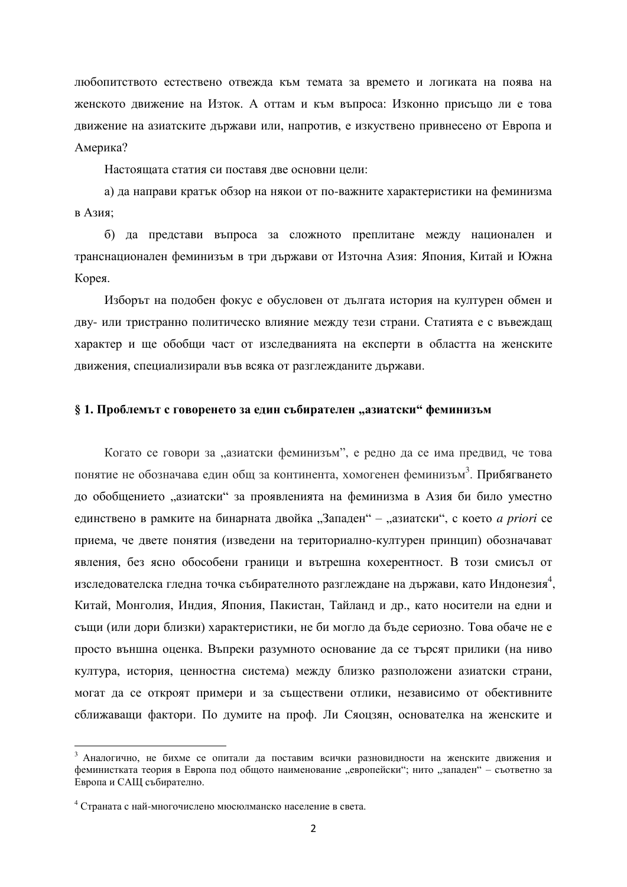любопитството естествено отвежда към темата за времето и логиката на поява на женското движение на Изток. А оттам и към въпроса: Изконно присъщо ли е това движение на азиатските държави или, напротив, е изкуствено привнесено от Европа и Америка?

Настоящата статия си поставя две основни цели:

а) да направи кратък обзор на някои от по-важните характеристики на феминизма в Азия;

б) да представи въпроса за сложното преплитане между национален и транснационален феминизъм в три държави от Източна Азия: Япония, Китай и Южна Корея.

Изборът на подобен фокус е обусловен от дългата история на културен обмен и дву- или тристранно политическо влияние между тези страни. Статията е с въвеждащ характер и ще обобщи част от изследванията на експерти в областта на женските движения, специализирали във всяка от разглежданите държави.

## § 1. Проблемът с говоренето за един събирателен „азиатски" феминизъм

Когато се говори за „азиатски феминизъм", е редно да се има предвид, че това понятие не обозначава един общ за континента, хомогенен феминизъм[3]. Прибягването до обобщението „азиатски" за проявленията на феминизма в Азия би било уместно единствено в рамките на бинарната двойка „Западен" – „азиатски", с което *a priori* се приема, че двете понятия (изведени на териториално-културен принцип) обозначават явления, без ясно обособени граници и вътрешна кохерентност. В този смисъл от изследователска гледна точка събирателното разглеждане на държави, като Индонезия[4], Китай, Монголия, Индия, Япония, Пакистан, Тайланд и др., като носители на едни и същи (или дори близки) характеристики, не би могло да бъде сериозно. Това обаче не е просто външна оценка. Въпреки разумното основание да се търсят прилики (на ниво култура, история, ценностна система) между близко разположени азиатски страни, могат да се откроят примери и за съществени отлики, независимо от обективните сближаващи фактори. По думите на проф. Ли Сяоцзян, основателка на женските и

---

[3] Аналогично, не бихме се опитали да поставим всички разновидности на женските движения и феминистката теория в Европа под общото наименование „европейски"; нито „западен" – съответно за Европа и САЩ събирателно.

[4] Страната с най-многочислено мюсюлманско население в света.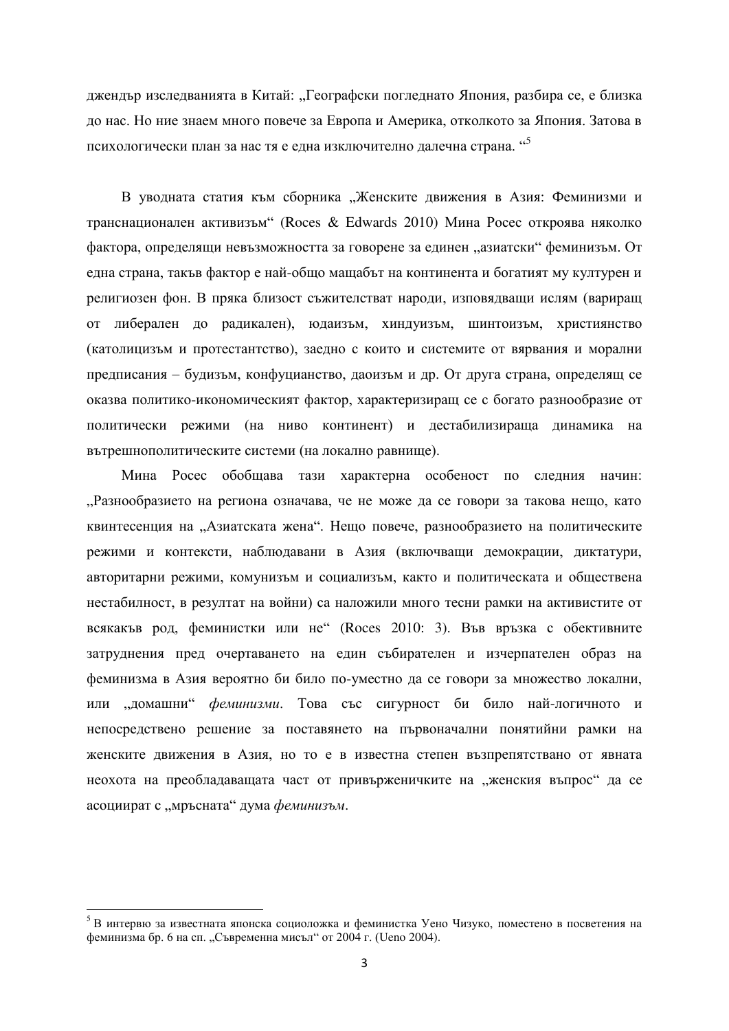джендър изследванията в Китай: „Географски погледнато Япония, разбира се, е близка до нас. Но ние знаем много повече за Европа и Америка, отколкото за Япония. Затова в психологически план за нас тя е една изключително далечна страна. “[5]

В уводната статия към сборника „Женските движения в Азия: Феминизми и транснационален активизъм“ (Roces & Edwards 2010) Мина Росес откроява няколко фактора, определящи невъзможността за говорене за единен „азиатски“ феминизъм. От една страна, такъв фактор е най-общо мащабът на континента и богатият му културен и религиозен фон. В пряка близост съжителстват народи, изповядващи ислям (варираш от либерален до радикален), юдаизъм, хиндуизъм, шинтоизъм, християнство (католицизъм и протестантство), заедно с които и системите от вярвания и морални предписания – будизъм, конфуцианство, даоизъм и др. От друга страна, определящ се оказва политико-икономическият фактор, характеризиращ се с богато разнообразие от политически режими (на ниво континент) и дестабилизираща динамика на вътрешнополитическите системи (на локално равнище).

Мина Росес обобщава тази характерна особеност по следния начин: „Разнообразието на региона означава, че не може да се говори за такова нещо, като квинтесенция на „Азиатската жена“. Нещо повече, разнообразието на политическите режими и контексти, наблюдавани в Азия (включващи демокрации, диктатури, авторитарни режими, комунизъм и социализъм, както и политическата и обществена нестабилност, в резултат на войни) са наложили много тесни рамки на активистите от всякакъв род, феминистки или не“ (Roces 2010: 3). Във връзка с обективните затруднения пред очертаването на един събирателен и изчерпателен образ на феминизма в Азия вероятно би било по-уместно да се говори за множество локални, или „домашни“ *феминизми*. Това със сигурност би било най-логичното и непосредствено решение за поставянето на първоначални понятийни рамки на женските движения в Азия, но то е в известна степен възпрепятствано от явната неохота на преобладаващата част от привърженичките на „женския въпрос“ да се асоциират с „мръсната“ дума *феминизъм*.

---

[5] В интервю за известната японска социоложка и феминистка Уено Чизуко, поместено в посветения на феминизма бр. 6 на сп. „Съвременна мисъл“ от 2004 г. (Ueno 2004).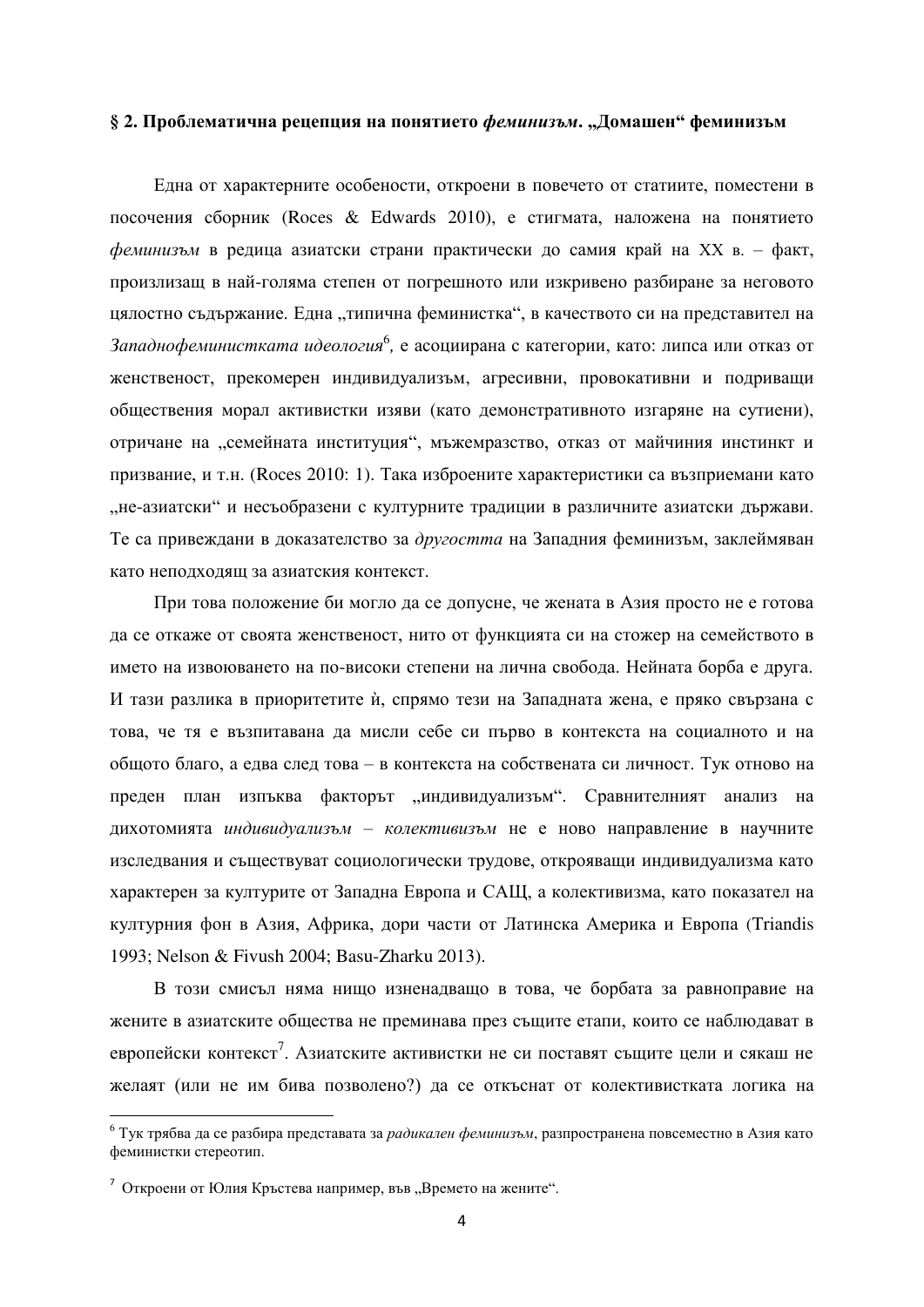## § 2. Проблематична рецепция на понятието *феминизъм*. „Домашен“ феминизъм

Една от характерните особености, откроени в повечето от статиите, поместени в посочения сборник (Roces & Edwards 2010), е стигмата, наложена на понятието *феминизъм* в редица азиатски страни практически до самия край на XX в. – факт, произлизащ в най-голяма степен от погрешното или изкривено разбиране за неговото цялостно съдържание. Една „типична феминистка“, в качеството си на представител на *Западнофеминистката идеология*[6], е асоциирана с категории, като: липса или отказ от женственост, прекомерен индивидуализъм, агресивни, провокативни и подриващи обществения морал активистки изяви (като демонстративното изгаряне на сутиени), отричане на „семейната институция“, мъжемразство, отказ от майчиния инстинкт и призвание, и т.н. (Roces 2010: 1). Така изброените характеристики са възприемани като „не-азиатски“ и несъобразени с културните традиции в различните азиатски държави. Те са привеждани в доказателство за *другостта* на Западния феминизъм, заклеймяван като неподходящ за азиатския контекст.

При това положение би могло да се допусне, че жената в Азия просто не е готова да се откаже от своята женственост, нито от функцията си на стожер на семейството в името на извоюването на по-високи степени на лична свобода. Нейната борба е друга. И тази разлика в приоритетите ѝ, спрямо тези на Западната жена, е пряко свързана с това, че тя е възпитавана да мисли себе си първо в контекста на социалното и на общото благо, а едва след това – в контекста на собствената си личност. Тук отново на преден план изпъква факторът „индивидуализъм“. Сравнителният анализ на дихотомията *индивидуализъм – колективизъм* не е ново направление в научните изследвания и съществуват социологически трудове, откроява­щи индивидуализма като характерен за културите от Западна Европа и САЩ, а колективизма, като показател на културния фон в Азия, Африка, дори части от Латинска Америка и Европа (Triandis 1993; Nelson & Fivush 2004; Basu-Zharku 2013).

В този смисъл няма нищо изненадващо в това, че борбата за равноправие на жените в азиатските общества не преминава през същите етапи, които се наблюдават в европейски контекст[7]. Азиатските активистки не си поставят същите цели и сякаш не желаят (или не им бива позволено?) да се откъснат от колективистката логика на

---

[6] Тук трябва да се разбира представата за *радикален феминизъм*, разпространена повсеместно в Азия като феминистки стереотип.

[7] Откроени от Юлия Кръстева например, във „Времето на жените“.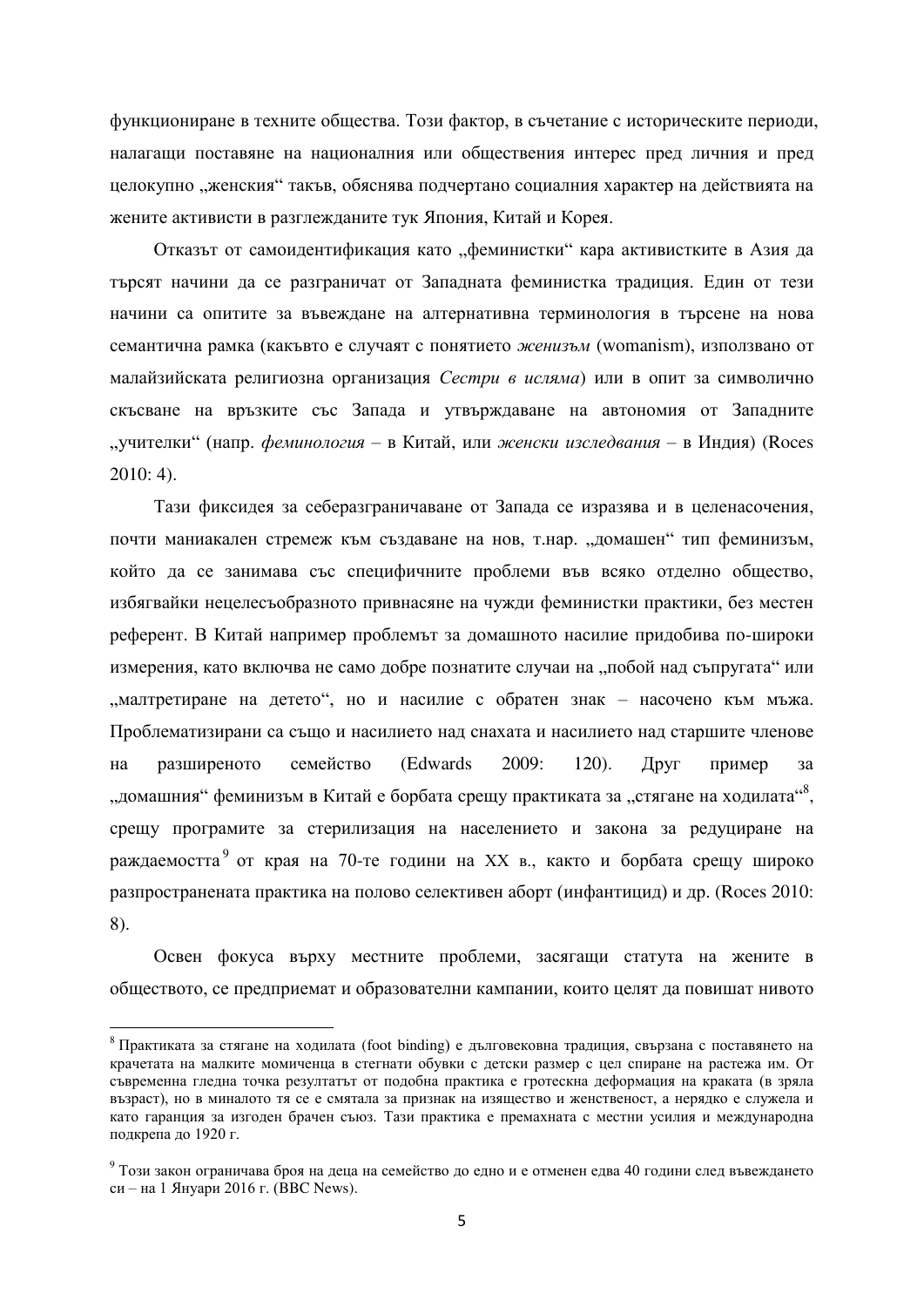функциониране в техните общества. Този фактор, в съчетание с историческите периоди, налагащи поставяне на националния или обществения интерес пред личния и пред целокупно „женския“ такъв, обяснява подчертано социалния характер на действията на жените активисти в разглежданите тук Япония, Китай и Корея.

Отказът от самоидентификация като „феминистки“ кара активистките в Азия да търсят начини да се разграничат от Западната феминистка традиция. Един от тези начини са опитите за въвеждане на алтернативна терминология в търсене на нова семантична рамка (какъвто е случаят с понятието *женизъм* (womanism), използвано от малайзийската религиозна организация *Сестри в исляма*) или в опит за символично скъсване на връзките със Запада и утвърждаване на автономия от Западните „учителки“ (напр. *фeминология* – в Китай, или *женски изследвания* – в Индия) (Roces 2010: 4).

Тази фиксидея за себеразграничаване от Запада се изразява и в целенасочения, почти маниакален стремеж към създаване на нов, т.нар. „домашен“ тип феминизъм, който да се занимава със специфичните проблеми във всяко отделно общество, избягвайки нецелесъобразното привнасяне на чужди феминистки практики, без местен референт. В Китай например проблемът за домашното насилие придобива по-широки измерения, като включва не само добре познатите случаи на „побой над съпругата“ или „малтретиране на детето“, но и насилие с обратен знак – насочено към мъжа. Проблематизирани са също и насилието над снахата и насилието над старшите членове на разширеното семейство (Edwards 2009: 120). Друг пример за „домашния“ феминизъм в Китай е борбата срещу практиката за „стягане на ходилата“[8], срещу програмите за стерилизация на населението и закона за редуциране на раждаемостта[9] от края на 70-те години на XX в., както и борбата срещу широко разпространената практика на полово селективен аборт (инфантицид) и др. (Roces 2010: 8).

Освен фокуса върху местните проблеми, засягащи статута на жените в обществото, се предприемат и образователни кампании, които целят да повишат нивото

---

[8] Практиката за стягане на ходилата (foot binding) е дълговековна традиция, свързана с поставянето на крачетата на малките момиченца в стегнати обувки с детски размер с цел спиране на растежа им. От съвременна гледна точка резултатът от подобна практика е гротескна деформация на краката (в зряла възраст), но в миналото тя се е смятала за признак на изящество и женственост, а нерядко е служела и като гаранция за изгоден брачен съюз. Тази практика е премахната с местни усилия и международна подкрепа до 1920 г.

[9] Този закон ограничава броя на деца на семейство до едно и е отменен едва 40 години след въвеждането си – на 1 Януари 2016 г. (BBC News).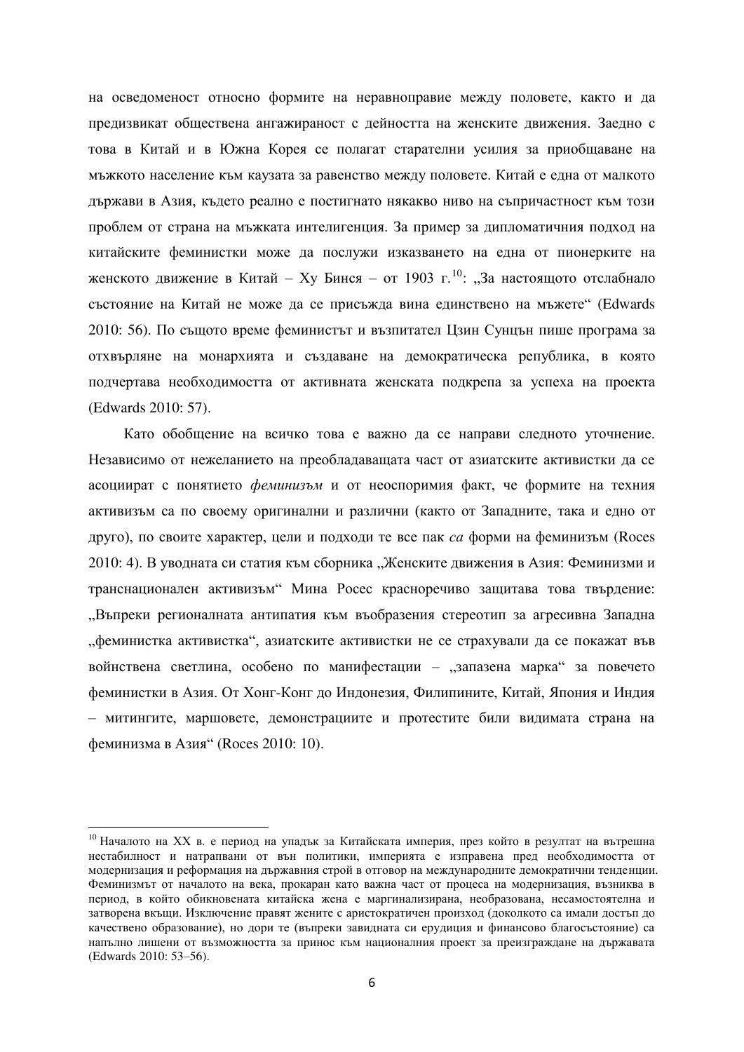на осведоменост относно формите на неравноправие между половете, както и да предизвикат обществена ангажираност с дейността на женските движения. Заедно с това в Китай и в Южна Корея се полагат старателни усилия за приобщаване на мъжкото население към каузата за равенство между половете. Китай е една от малкото държави в Азия, където реално е постигнато някакво ниво на съпричастност към този проблем от страна на мъжката интелигенция. За пример за дипломатичния подход на китайските феминистки може да послужи изказването на една от пионерките на женското движение в Китай – Ху Бинся – от 1903 г.[10]: „За настоящото отслабнало състояние на Китай не може да се присъжда вина единствено на мъжете“ (Edwards 2010: 56). По същото време феминистът и възпитател Цзин Сунцън пише програма за отхвърляне на монархията и създаване на демократическа република, в която подчертава необходимостта от активната женската подкрепа за успеха на проекта (Edwards 2010: 57).

Като обобщение на всичко това е важно да се направи следното уточнение. Независимо от нежеланието на преобладаващата част от азиатските активистки да се асоциират с понятието *феминизъм* и от неоспоримия факт, че формите на техния активизъм са по своему оригинални и различни (както от Западните, така и едно от друго), по своите характер, цели и подходи те все пак *са* форми на феминизъм (Roces 2010: 4). В уводната си статия към сборника „Женските движения в Азия: Феминизми и транснационален активизъм“ Мина Росес красноречиво защитава това твърдение: „Въпреки регионалната антипатия към въобразения стереотип за агресивна Западна „феминистка активистка“, азиатските активистки не се страхували да се покажат във войнствена светлина, особено по манифестации – „запазена марка“ за повечето феминистки в Азия. От Хонг-Конг до Индонезия, Филипините, Китай, Япония и Индия – митингите, маршовете, демонстрациите и протестите били видимата страна на феминизма в Азия“ (Roces 2010: 10).

---

[10] Началото на XX в. е период на упадък за Китайската империя, през който в резултат на вътрешна нестабилност и натрапвани от вън политики, империята е изправена пред необходимостта от модернизация и реформация на държавния строй в отговор на международните демократични тенденции. Феминизмът от началото на века, прокаран като важна част от процеса на модернизация, възниква в период, в който обикновената китайска жена е маргинализирана, необразована, несамостоятелна и затворена вкъщи. Изключение правят жените с аристократичен произход (доколкото са имали достъп до качествено образование), но дори те (въпреки завидната си ерудиция и финансово благосъстояние) са напълно лишени от възможността за принос към националния проект за преизграждане на държавата (Edwards 2010: 53–56).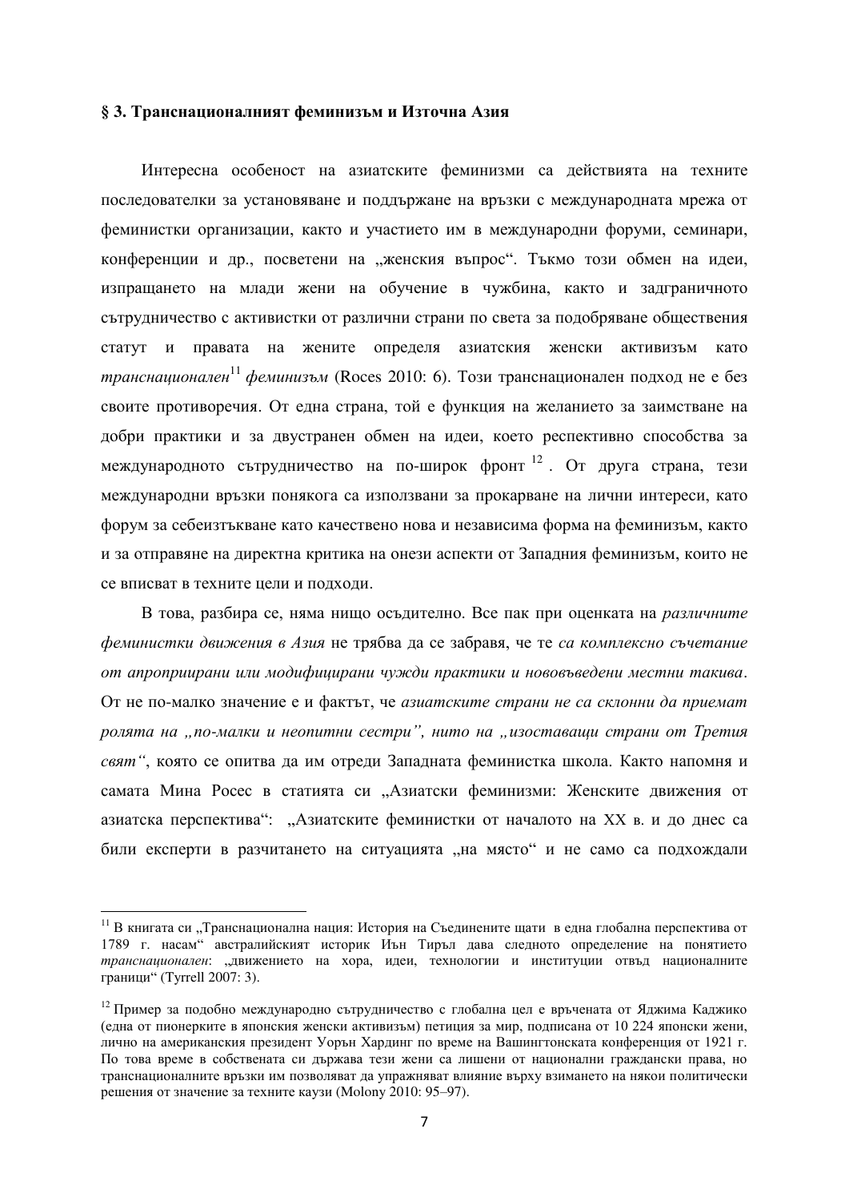### § 3. Транснационалният феминизъм и Източна Азия

Интересна особеност на азиатските феминизми са действията на техните последователки за установяване и поддържане на връзки с международната мрежа от феминистки организации, както и участието им в международни форуми, семинари, конференции и др., посветени на „женския въпрос“. Тъкмо този обмен на идеи, изпращането на млади жени на обучение в чужбина, както и задграничното сътрудничество с активистки от различни страни по света за подобряване обществения статут и правата на жените определя азиатския женски активизъм като *транснационален*[11] *феминизъм* (Roces 2010: 6). Този транснационален подход не е без своите противоречия. От една страна, той е функция на желанието за заимстване на добри практики и за двустранен обмен на идеи, което респективно способства за международното сътрудничество на по-широк фронт[12]. От друга страна, тези международни връзки понякога са използвани за прокарване на лични интереси, като форум за себеизтъкване като качествено нова и независима форма на феминизъм, както и за отправяне на директна критика на онези аспекти от Западния феминизъм, които не се вписват в техните цели и подходи.

В това, разбира се, няма нищо осъдително. Все пак при оценката на *различните феминистки движения в Азия* не трябва да се забравя, че те *са комплексно съчетание от апроприирани или модифицирани чужди практики и нововъведени местни такива*. От не по-малко значение е и фактът, че *азиатските страни не са склонни да приемат ролята на „по-малки и неопитни сестри”, нито на „изоставащи страни от Третия свят“*, която се опитва да им отреди Западната феминистка школа. Както напомня и самата Мина Росес в статията си „Азиатски феминизми: Женските движения от азиатска перспектива“: „Азиатските феминистки от началото на XX в. и до днес са били експерти в разчитането на ситуацията „на място“ и не само са подхождали

---

[11] В книгата си „Транснационална нация: История на Съединените щати в една глобална перспектива от 1789 г. насам“ австралийският историк Иън Тирън дава следното определение на понятието *транснационален*: „движението на хора, идеи, технологии и институции отвъд националните граници“ (Tyrrell 2007: 3).

[12] Пример за подобно международно сътрудничество с глобална цел е връчената от Яджима Каджико (една от пионерките в японския женски активизъм) петиция за мир, подписана от 10 224 японски жени, лично на американския президент Уорън Хардинг по време на Вашингтонската конференция от 1921 г. По това време в собствената си държава тези жени са лишени от национални граждански права, но транснационалните връзки им позволяват да упражняват влияние върху взимането на някои политически решения от значение за техните каузи (Molony 2010: 95–97).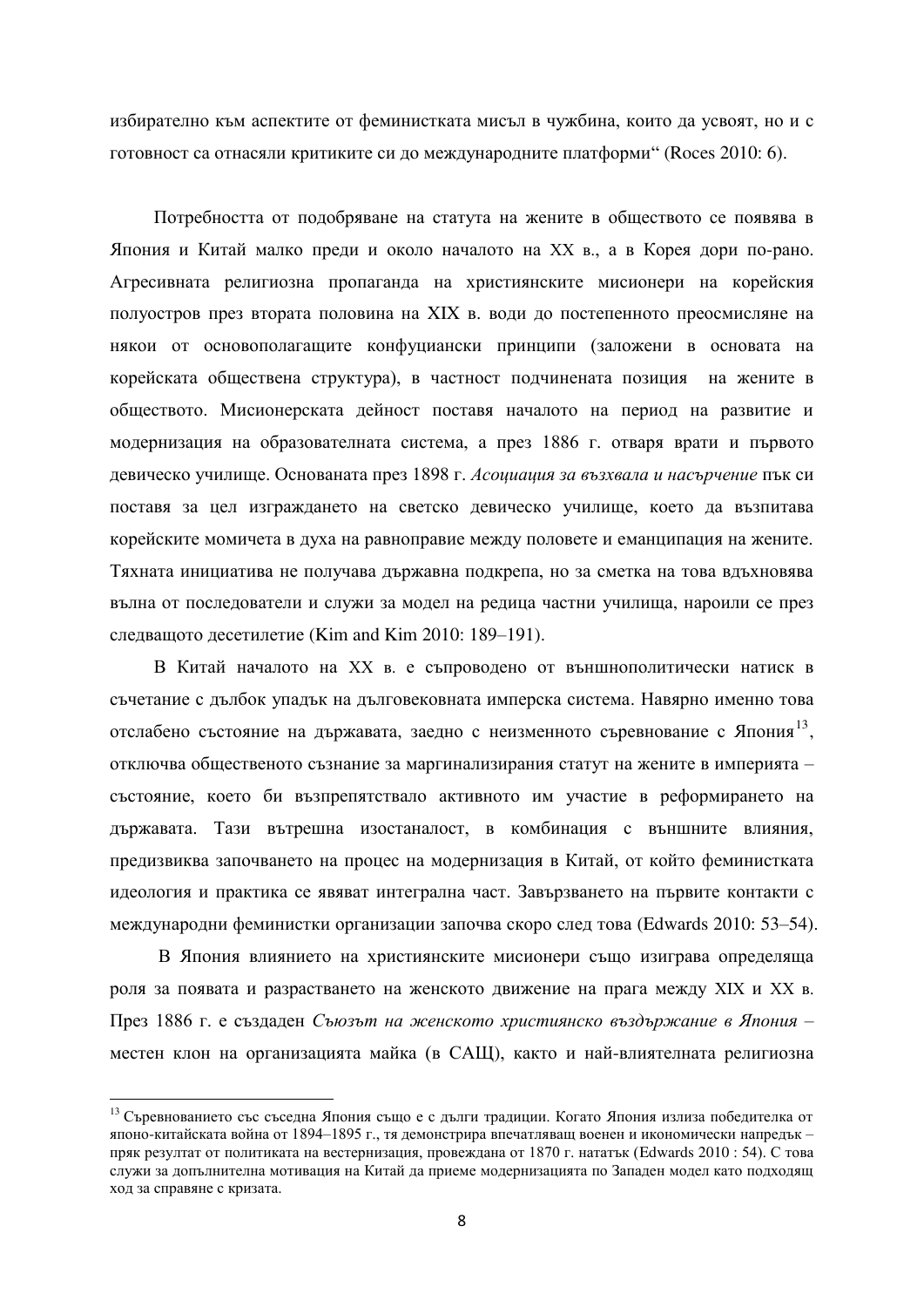избирателно към аспектите от феминистката мисъл в чужбина, които да усвоят, но и с готовност са отнасяли критиките си до международните платформи" (Roces 2010: 6).

Потребността от подобряване на статута на жените в обществото се появява в Япония и Китай малко преди и около началото на XX в., а в Корея дори по-рано. Агресивната религиозна пропаганда на християнските мисионери на корейския полуостров през втората половина на XIX в. води до постепенното преосмисляне на някои от основополагащите конфуциански принципи (заложени в основата на корейската обществена структура), в частност подчинената позиция на жените в обществото. Мисионерската дейност поставя началото на период на развитие и модернизация на образователната система, а през 1886 г. отваря врати и първото девическо училище. Основаната през 1898 г. *Асоциация за възхвала и насърчение* пък си поставя за цел изграждането на светско девическо училище, което да възпитава корейските момичета в духа на равноправие между половете и еманципация на жените. Тяхната инициатива не получава държавна подкрепа, но за сметка на това вдъхновява вълна от последователи и служи за модел на редица частни училища, нароили се през следващото десетилетие (Kim and Kim 2010: 189–191).

В Китай началото на XX в. е съпроводено от външнополитически натиск в съчетание с дълбок упадък на дълговековната имперска система. Навярно именно това отслабено състояние на държавата, заедно с неизменното съревнование с Япония[13], отключва общественото съзнание за маргинализирания статут на жените в империята – състояние, което би възпрепятствало активното им участие в реформирането на държавата. Тази вътрешна изостаналост, в комбинация с външните влияния, предизвиква започването на процес на модернизация в Китай, от който феминистката идеология и практика се явяват интегрална част. Завързването на първите контакти с международни феминистки организации започва скоро след това (Edwards 2010: 53–54).

В Япония влиянието на християнските мисионери също изиграва определяща роля за появата и разрастването на женското движение на прага между XIX и XX в. През 1886 г. е създаден *Съюзът на женското християнско въздържание в Япония* – местен клон на организацията майка (в САЩ), както и най-влиятелната религиозна

---

[13] Съревнованието със съседна Япония също е с дълги традиции. Когато Япония излиза победителка от японо-китайската война от 1894–1895 г., тя демонстрира впечатляващ военен и икономически напредък – пряк резултат от политиката на вестернизация, провеждана от 1870 г. нататък (Edwards 2010 : 54). С това служи за допълнителна мотивация на Китай да приеме модернизацията по Западен модел като подходящ ход за справяне с кризата.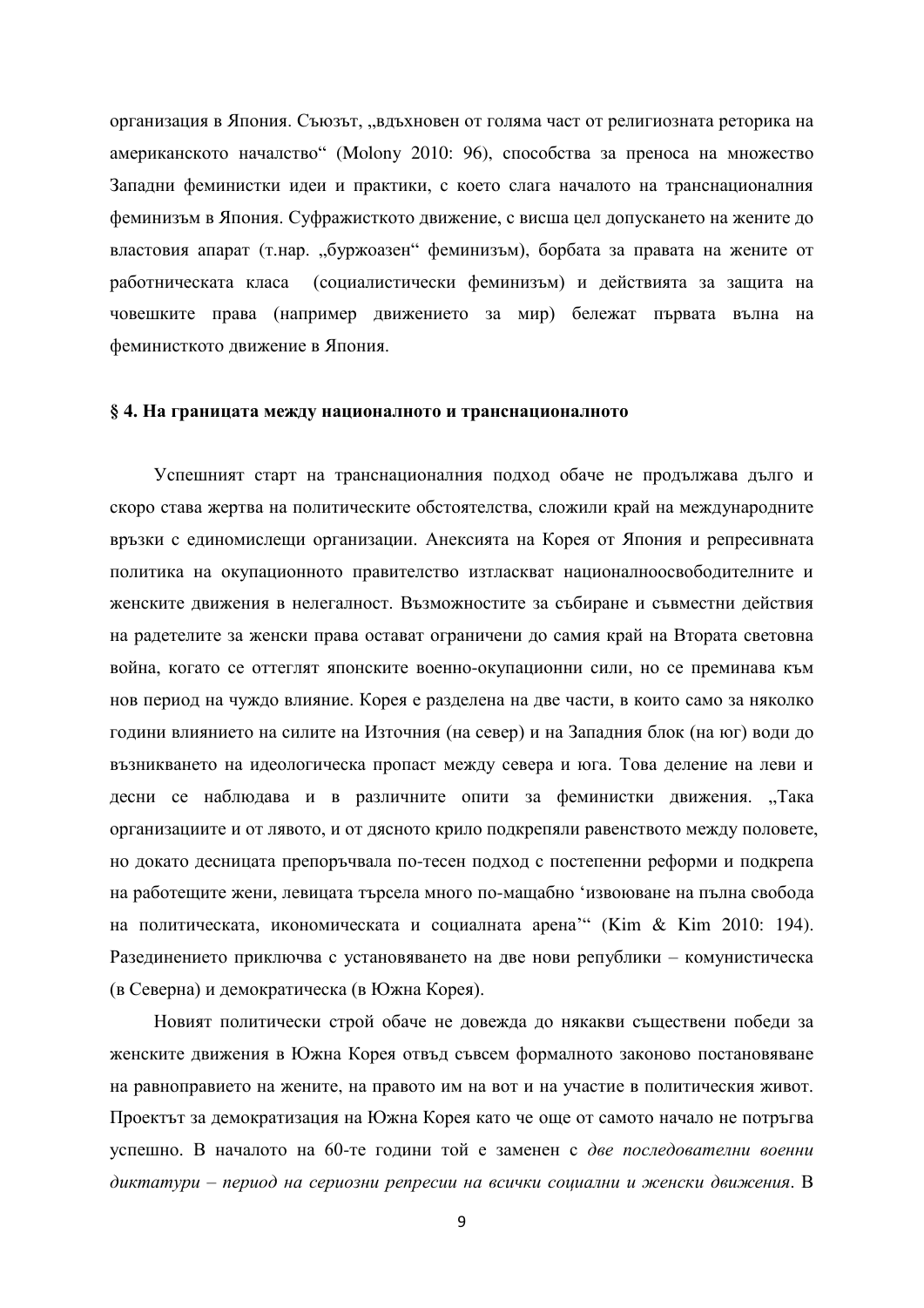организация в Япония. Съюзът, „вдъхновен от голяма част от религиозната реторика на американското началство“ (Molony 2010: 96), способства за преноса на множество Западни феминистки идеи и практики, с което слага началото на транснационалния феминизъм в Япония. Суфражисткото движение, с висша цел допускането на жените до властовия апарат (т.нар. „буржоазен“ феминизъм), борбата за правата на жените от работническата класа (социалистически феминизъм) и действията за защита на човешките права (например движението за мир) бележат първата вълна на феминисткото движение в Япония.

### § 4. На границата между националното и транснационалното

Успешният старт на транснационалния подход обаче не продължава дълго и скоро става жертва на политическите обстоятелства, сложили край на международните връзки с единомислещи организации. Анексията на Корея от Япония и репресивната политика на окупационното правителство изтласкват националноосвободителните и женските движения в нелегалност. Възможностите за събиране и съвместни действия на радетелите за женски права остават ограничени до самия край на Втората световна война, когато се оттеглят японските военно-окупационни сили, но се преминава към нов период на чуждо влияние. Корея е разделена на две части, в които само за няколко години влиянието на силите на Източния (на север) и на Западния блок (на юг) води до възникването на идеологическа пропаст между севера и юга. Това деление на леви и десни се наблюдава и в различните опити за феминистки движения. „Така организациите и от лявото, и от дясното крило подкрепяли равенството между половете, но докато десницата препоръчвала по-тесен подход с постепенни реформи и подкрепа на работещите жени, левицата търсела много по-мащабно ‘извоюване на пълна свобода на политическата, икономическата и социалната арена’“ (Kim & Kim 2010: 194). Разединението приключва с установяването на две нови републики – комунистическа (в Северна) и демократическа (в Южна Корея).

Новият политически строй обаче не довежда до някакви съществени победи за женските движения в Южна Корея отвъд съвсем формалното законово постановяване на равноправието на жените, на правото им на вот и на участие в политическия живот. Проектът за демократизация на Южна Корея като че още от самото начало не потръгва успешно. В началото на 60-те години той е заменен с *две последователни военни диктатури – период на сериозни репресии на всички социални и женски движения*. В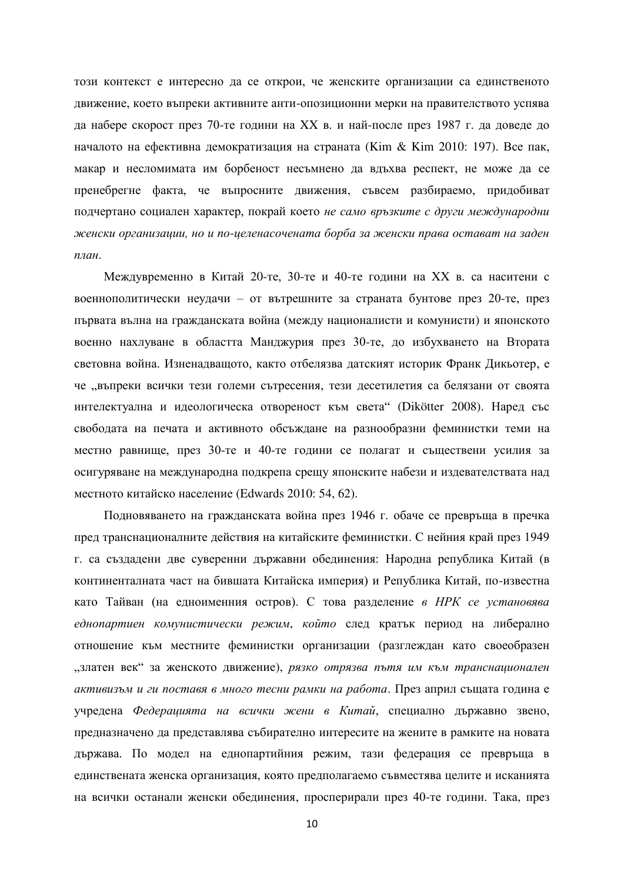този контекст е интересно да се открои, че женските организации са единственото движение, което въпреки активните анти-опозиционни мерки на правителството успява да набере скорост през 70-те години на XX в. и най-после през 1987 г. да доведе до началото на ефективна демократизация на страната (Kim & Kim 2010: 197). Все пак, макар и несломимата им борбеност несъмнено да вдъхва респект, не може да се пренебрегне факта, че въпросните движения, съвсем разбираемо, придобиват подчертано социален характер, покрай което *не само връзките с други международни женски организации, но и по-целенасочената борба за женски права остават на заден план*.

Междувременно в Китай 20-те, 30-те и 40-те години на XX в. са наситени с военнополитически неудачи – от вътрешните за страната бунтове през 20-те, през първата вълна на гражданската война (между националисти и комунисти) и японското военно нахлуване в областта Манджурия през 30-те, до избухването на Втората световна война. Изненадващото, както отбелязва датският историк Франк Дикьотер, е че „въпреки всички тези големи сътресения, тези десетилетия са белязани от своята интелектуална и идеологическа отвореност към света" (Dikötter 2008). Наред със свободата на печата и активното обсъждане на разнообразни феминистки теми на местно равнище, през 30-те и 40-те години се полагат и съществени усилия за осигуряване на международна подкрепа срещу японските набези и издевателствата над местното китайско население (Edwards 2010: 54, 62).

Подновяването на гражданската война през 1946 г. обаче се превръща в пречка пред транснационалните действия на китайските феминистки. С нейния край през 1949 г. са създадени две суверенни държавни обединения: Народна република Китай (в континенталната част на бившата Китайска империя) и Република Китай, по-известна като Тайван (на едноименния остров). С това разделение *в НРК се установява еднопартиен комунистически режим*, *който* след кратък период на либерално отношение към местните феминистки организации (разглеждан като своеобразен „златен век" за женското движение), *рязко отрязва пътя им към транснационален активизъм и ги поставя в много тесни рамки на работа*. През април същата година е учредена *Федерацията на всички жени в Китай*, специално държавно звено, предназначено да представлява събирателно интересите на жените в рамките на новата държава. По модел на еднопартийния режим, тази федерация се превръща в единствената женска организация, която предполагаемо съвместява целите и исканията на всички останали женски обединения, просперирали през 40-те години. Така, през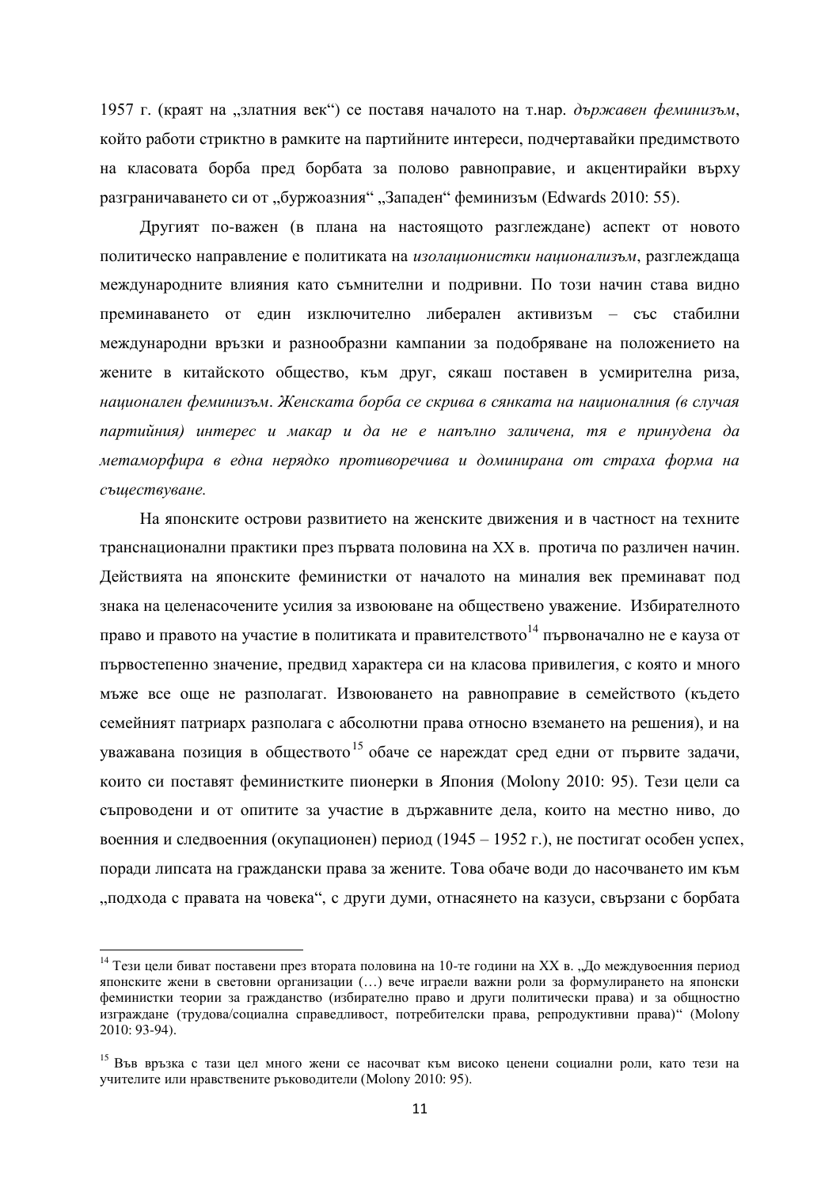1957 г. (краят на „златния век") се поставя началото на т.нар. *държавен феминизъм*, който работи стриктно в рамките на партийните интереси, подчертавайки предимството на класовата борба пред борбата за полово равноправие, и акцентирайки върху разграничаването си от „буржоазния" „Западен" феминизъм (Edwards 2010: 55).

Другият по-важен (в плана на настоящото разглеждане) аспект от новото политическо направление е политиката на *изолационистки национализъм*, разглеждаща международните влияния като съмнителни и подривни. По този начин става видно преминаването от един изключително либерален активизъм – със стабилни международни връзки и разнообразни кампании за подобряване на положението на жените в китайското общество, към друг, сякаш поставен в усмирителна риза, *национален феминизъм*. *Женската борба се скрива в сянката на националния (в случая партийния) интерес и макар и да не е напълно заличена, тя е принудена да метаморфира в една нерядко противоречива и доминирана от страха форма на съществуване.*

На японските острови развитието на женските движения и в частност на техните транснационални практики през първата половина на XX в. протича по различен начин. Действията на японските феминистки от началото на миналия век преминават под знака на целенасочените усилия за извоюване на обществено уважение. Избирателното право и правото на участие в политиката и правителството[14] първоначално не е кауза от първостепенно значение, предвид характера си на класова привилегия, с която и много мъже все още не разполагат. Извоюването на равноправие в семейството (където семейният патриарх разполага с абсолютни права относно вземането на решения), и на уважавана позиция в обществото[15] обаче се нареждат сред едни от първите задачи, които си поставят феминистките пионерки в Япония (Molony 2010: 95). Тези цели са съпроводени и от опитите за участие в държавните дела, които на местно ниво, до военния и следвоенния (окупационен) период (1945 – 1952 г.), не постигат особен успех, поради липсата на граждански права за жените. Това обаче води до насочването им към „подхода с правата на човека", с други думи, отнасянето на казуси, свързани с борбата

---

[14] Тези цели биват поставени през втората половина на 10-те години на XX в. „До междувоенния период японските жени в световни организации (…) вече играели важни роли за формулирането на японски феминистки теории за гражданство (избирателно право и други политически права) и за общностно изграждане (трудова/социална справедливост, потребителски права, репродуктивни права)" (Molony 2010: 93-94).

[15] Във връзка с тази цел много жени се насочват към високо ценени социални роли, като тези на учителите или нравствените ръководители (Molony 2010: 95).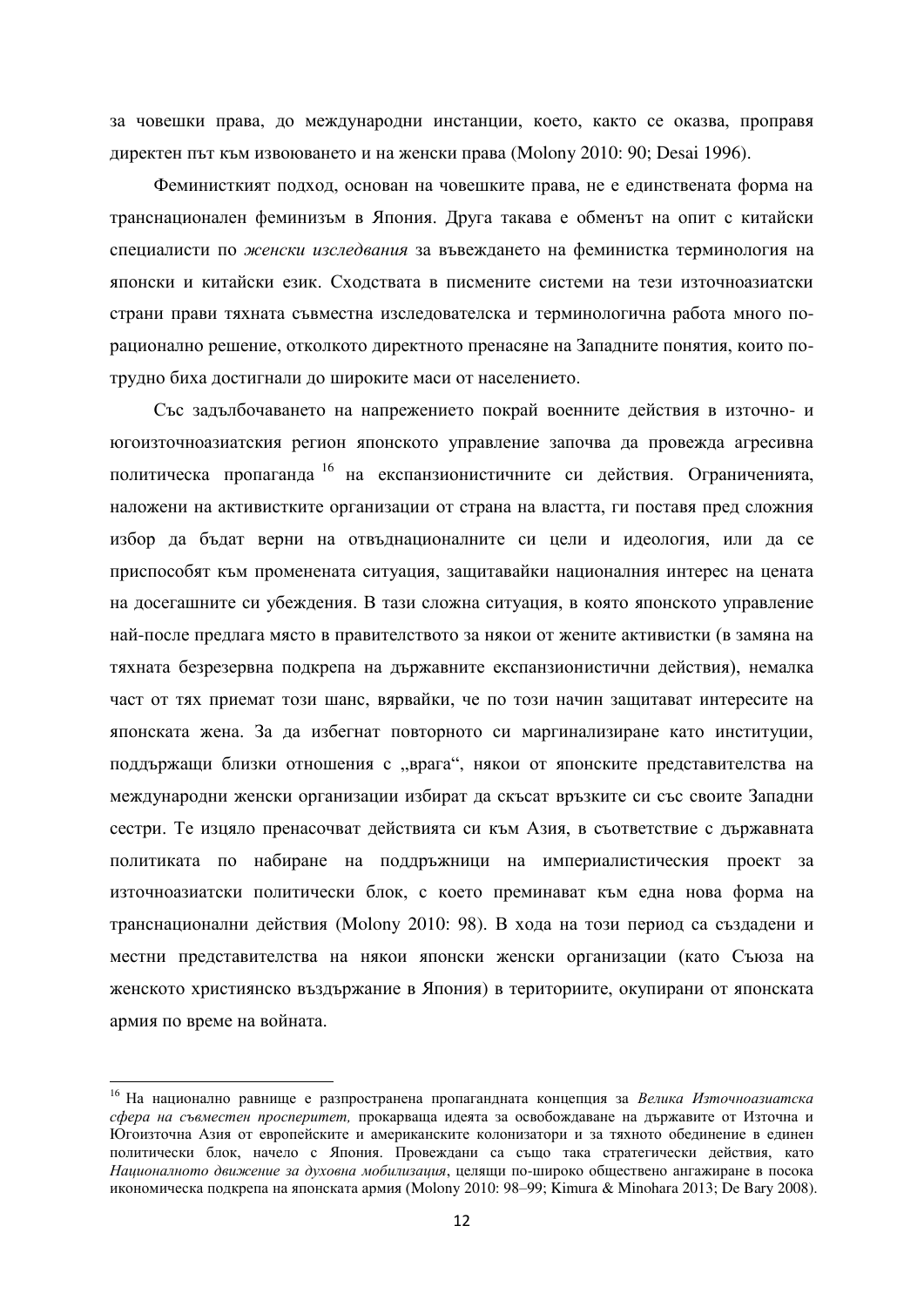за човешки права, до международни инстанции, което, както се оказва, проправя директен път към извоюването и на женски права (Molony 2010: 90; Desai 1996).

Феминисткият подход, основан на човешките права, не е единствената форма на транснационален феминизъм в Япония. Друга такава е обменът на опит с китайски специалисти по *женски изследвания* за въвеждането на феминистка терминология на японски и китайски език. Сходствата в писмените системи на тези източноазиатски страни прави тяхната съвместна изследователска и терминологична работа много по-рационално решение, отколкото директното пренасяне на Западните понятия, които по-трудно биха достигнали до широките маси от населението.

Със задълбочаването на напрежението покрай военните действия в източно- и югоизточноазиатския регион японското управление започва да провежда агресивна политическа пропаганда [16] на експанзионистичните си действия. Ограниченията, наложени на активистките организации от страна на властта, ги поставя пред сложния избор да бъдат верни на отвъднационалните си цели и идеология, или да се приспособят към променената ситуация, защитавайки националния интерес на цената на досегашните си убеждения. В тази сложна ситуация, в която японското управление най-после предлага място в правителството за някои от жените активистки (в замяна на тяхната безрезервна подкрепа на държавните експанзионистични действия), немалка част от тях приемат този шанс, вярвайки, че по този начин защитават интересите на японската жена. За да избегнат повторното си маргинализиране като институции, поддържащи близки отношения с „врага“, някои от японските представителства на международни женски организации избират да скъсат връзките си със своите Западни сестри. Те изцяло пренасочват действията си към Азия, в съответствие с държавната политиката по набиране на поддръжници на империалистическия проект за източноазиатски политически блок, с което преминават към една нова форма на транснационални действия (Molony 2010: 98). В хода на този период са създадени и местни представителства на някои японски женски организации (като Съюза на женското християнско въздържание в Япония) в териториите, окупирани от японската армия по време на войната.

---

[16] На национално равнище е разпространена пропагандната концепция за *Велика Източноазиатска сфера на съвместен просперитет,* прокарваща идеята за освобождаване на държавите от Източна и Югоизточна Азия от европейските и американските колонизатори и за тяхното обединение в единен политически блок, начело с Япония. Провеждани са също така стратегически действия, като *Националното движение за духовна мобилизация*, целящи по-широко обществено ангажиране в посока икономическа подкрепа на японската армия (Molony 2010: 98–99; Kimura & Minohara 2013; De Bary 2008).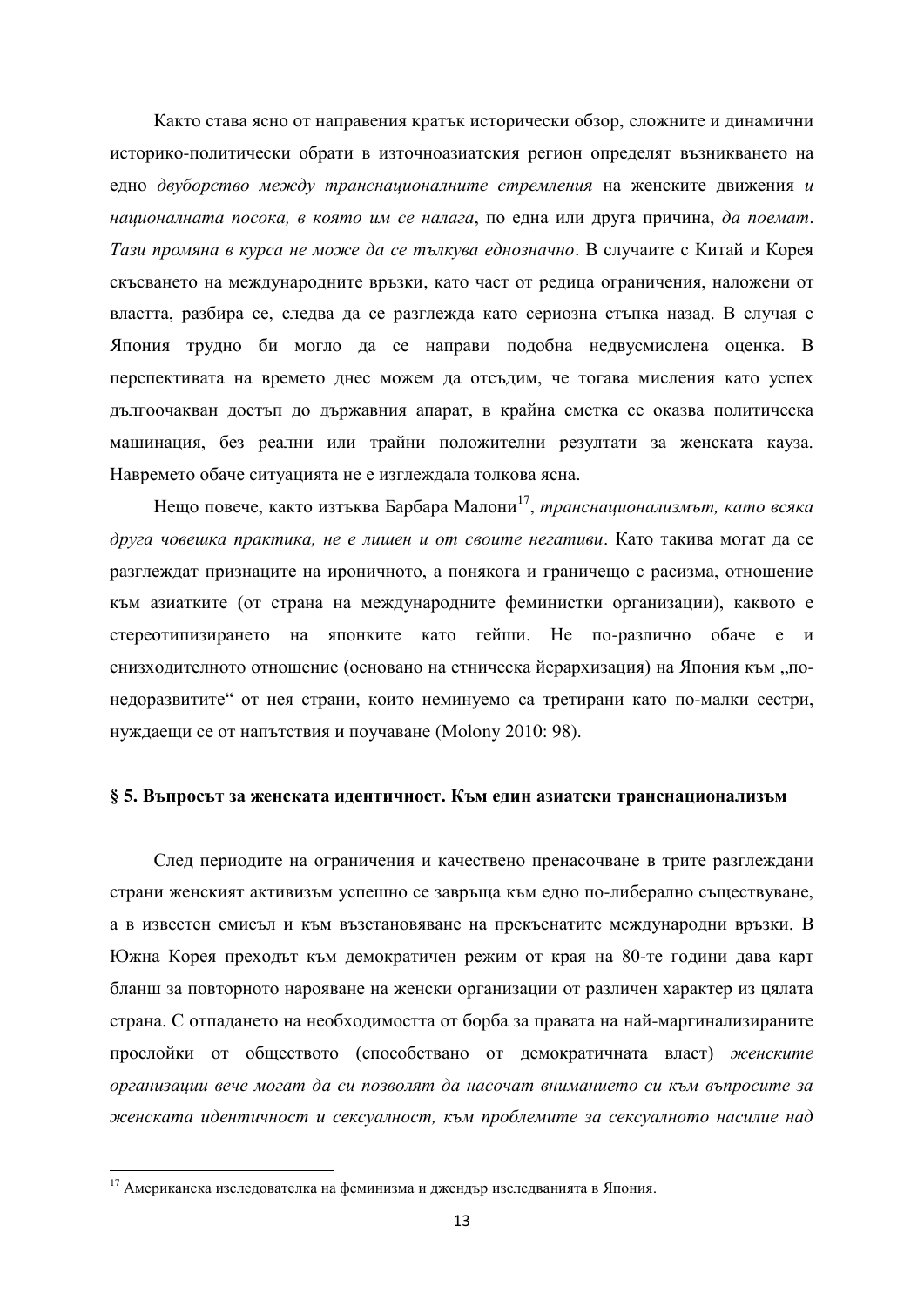Както става ясно от направения кратък исторически обзор, сложните и динамични историко-политически обрати в източноазиатския регион определят възникването на едно *двуборство между транснационалните стремления* на женските движения *и националната посока, в която им се налага*, по една или друга причина, *да поемат*. *Тази промяна в курса не може да се тълкува еднозначно*. В случаите с Китай и Корея скъсването на международните връзки, като част от редица ограничения, наложени от властта, разбира се, следва да се разглежда като сериозна стъпка назад. В случая с Япония трудно би могло да се направи подобна недвусмислена оценка. В перспективата на времето днес можем да отсъдим, че тогава мисления като успех дългоочакван достъп до държавния апарат, в крайна сметка се оказва политическа машинация, без реални или трайни положителни резултати за женската кауза. Навремето обаче ситуацията не е изглеждала толкова ясна.

Нещо повече, както изтъква Барбара Малони[17], *транснационализмът, като всяка друга човешка практика, не е лишен и от своите негативи*. Като такива могат да се разглеждат признаците на ироничното, а понякога и граничещо с расизма, отношение към азиатките (от страна на международните феминистки организации), каквото е стереотипизирането на японките като гейши. Не по-различно обаче е и снизходителното отношение (основано на етническа йерархизация) на Япония към „по-недоразвитите" от нея страни, които неминуемо са третирани като по-малки сестри, нуждаещи се от напътствия и поучаване (Molony 2010: 98).

### § 5. Въпросът за женската идентичност. Към един азиатски транснационализъм

След периодите на ограничения и качествено пренасочване в трите разглеждани страни женският активизъм успешно се завръща към едно по-либерално съществуване, а в известен смисъл и към възстановяване на прекъснатите международни връзки. В Южна Корея преходът към демократичен режим от края на 80-те години дава карт бланш за повторното нароояване на женски организации от различен характер из цялата страна. С отпадането на необходимостта от борба за правата на най-маргинализираните прослойки от обществото (способствано от демократичната власт) *женските организации вече могат да си позволят да насочат вниманието си към въпросите за женската идентичност и сексуалност, към проблемите за сексуалното насилие над*

---

[17] Американска изследователка на феминизма и джендър изследванията в Япония.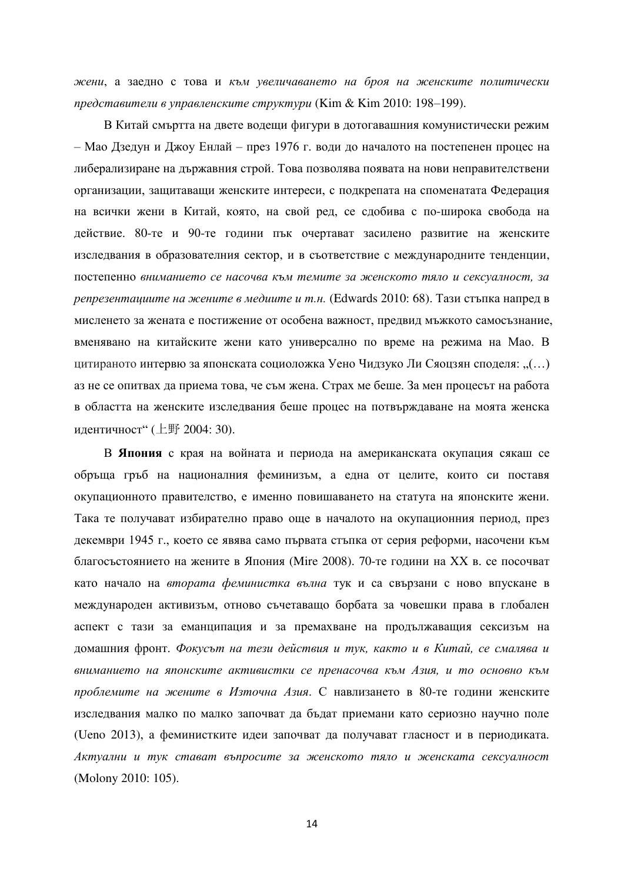*жени*, а заедно с това и *към увеличаването на броя на женските политически представители в управленските структури* (Kim & Kim 2010: 198–199).

В Китай смъртта на двете водещи фигури в дотогавашния комунистически режим – Мао Дзедун и Джоу Енлай – през 1976 г. води до началото на постепенен процес на либерализиране на държавния строй. Това позволява появата на нови неправителствени организации, защитаващи женските интереси, с подкрепата на споменатата Федерация на всички жени в Китай, която, на свой ред, се сдобива с по-широка свобода на действие. 80-те и 90-те години пък очертават засилено развитие на женските изследвания в образователния сектор, и в съответствие с международните тенденции, постепенно *вниманието се насочва към темите за женското тяло и сексуалност, за репрезентациите на жените в медиите и т.н.* (Edwards 2010: 68). Тази стъпка напред в мисленето за жената е постижение от особена важност, предвид мъжкото самосъзнание, вменявано на китайските жени като универсално по време на режима на Мао. В цитираното интервю за японската социоложка Уено Чидзуко Ли Сяоцзян споделя: „(…) аз не се опитвах да приема това, че съм жена. Страх ме беше. За мен процесът на работа в областта на женските изследвания беше процес на потвърждаване на моята женска идентичност“ (上野 2004: 30).

В **Япония** с края на войната и периода на американската окупация сякаш се обръща гръб на националния феминизъм, а една от целите, които си поставя окупационното правителство, е именно повишаването на статута на японските жени. Така те получават избирателно право още в началото на окупационния период, през декември 1945 г., което се явява само първата стъпка от серия реформи, насочени към благосъстоянието на жените в Япония (Mire 2008). 70-те години на XX в. се посочват като начало на *втората феминистка вълна* тук и са свързани с ново впускане в международен активизъм, отново съчетаващо борбата за човешки права в глобален аспект с тази за еманципация и за премахване на продължаващия сексизъм на домашния фронт. *Фокусът на тези действия и тук, както и в Китай, се смалява и вниманието на японските активистки се пренасочва към Азия, и то основно към проблемите на жените в Източна Азия*. С навлизането в 80-те години женските изследвания малко по малко започват да бъдат приемани като сериозно научно поле (Ueno 2013), а феминистките идеи започват да получават гласност и в периодиката. *Актуални и тук стават въпросите за женското тяло и женската сексуалност* (Molony 2010: 105).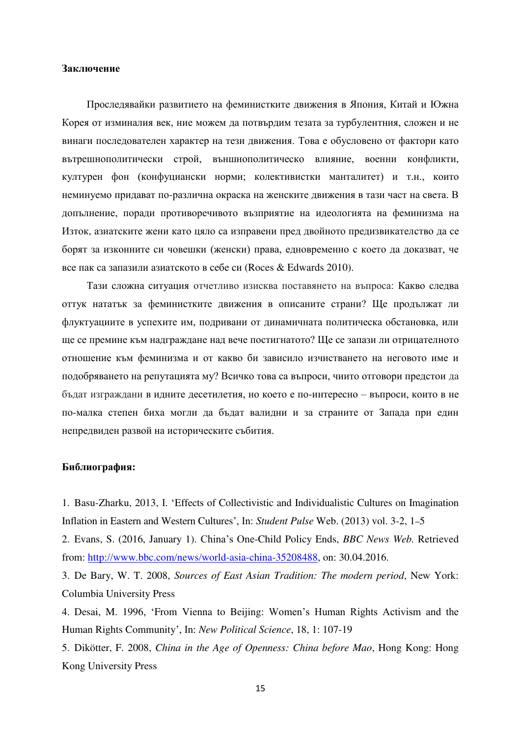**Заключение**

Проследявайки развитието на феминистките движения в Япония, Китай и Южна Корея от изминалия век, ние можем да потвърдим тезата за турбулентния, сложен и не винаги последователен характер на тези движения. Това е обусловено от фактори като вътрешнополитически строй, външнополитическо влияние, военни конфликти, културен фон (конфуциански норми; колективистки манталитет) и т.н., които неминуемо придават по-различна окраска на женските движения в тази част на света. В допълнение, поради противоречивото възприятие на идеологията на феминизма на Изток, азиатските жени като цяло са изправени пред двойното предизвикателство да се борят за изконните си човешки (женски) права, едновременно с което да доказват, че все пак са запазили азиатското в себе си (Roces & Edwards 2010).

Тази сложна ситуация отчетливо изисква поставянето на въпроса: Какво следва оттук нататък за феминистките движения в описаните страни? Ще продължат ли флуктуациите в успехите им, подривани от динамичната политическа обстановка, или ще се премине към надграждане над вече постигнатото? Ще се запази ли отрицателното отношение към феминизма и от какво би зависило изчистването на неговото име и подобряването на репутацията му? Всичко това са въпроси, чиито отговори предстои да бъдат изграждани в идните десетилетия, но което е по-интересно – въпроси, които в не по-малка степен биха могли да бъдат валидни и за страните от Запада при един непредвиден развой на историческите събития.

**Библиография:**

1. Basu-Zharku, 2013, I. 'Effects of Collectivistic and Individualistic Cultures on Imagination Inflation in Eastern and Western Cultures', In: *Student Pulse* Web. (2013) vol. 3-2, 1–5
2. Evans, S. (2016, January 1). China's One-Child Policy Ends, *BBC News Web.* Retrieved from: http://www.bbc.com/news/world-asia-china-35208488, on: 30.04.2016.
3. De Bary, W. T. 2008, *Sources of East Asian Tradition: The modern period*, New York: Columbia University Press
4. Desai, M. 1996, 'From Vienna to Beijing: Women's Human Rights Activism and the Human Rights Community', In: *New Political Science*, 18, 1: 107-19
5. Dikötter, F. 2008, *China in the Age of Openness: China before Mao*, Hong Kong: Hong Kong University Press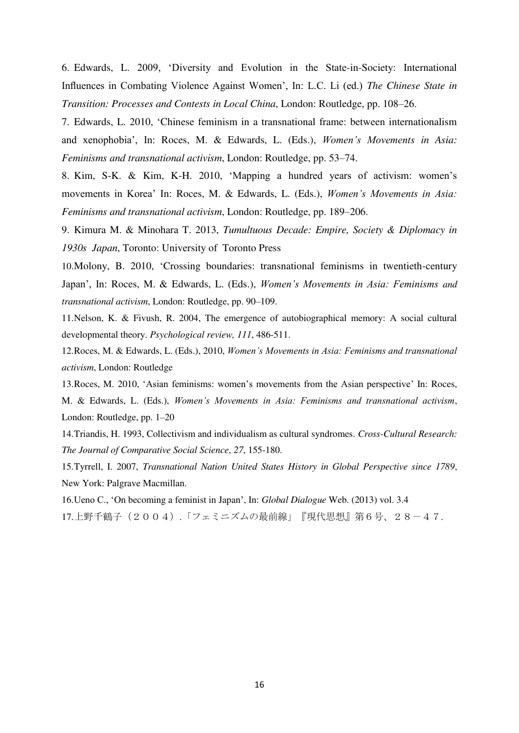6. Edwards, L. 2009, 'Diversity and Evolution in the State-in-Society: International Influences in Combating Violence Against Women', In: L.C. Li (ed.) *The Chinese State in Transition: Processes and Contests in Local China*, London: Routledge, pp. 108–26.

7. Edwards, L. 2010, 'Chinese feminism in a transnational frame: between internationalism and xenophobia', In: Roces, M. & Edwards, L. (Eds.), *Women's Movements in Asia: Feminisms and transnational activism*, London: Routledge, pp. 53–74.

8. Kim, S-K. & Kim, K-H. 2010, 'Mapping a hundred years of activism: women's movements in Korea' In: Roces, M. & Edwards, L. (Eds.), *Women's Movements in Asia: Feminisms and transnational activism*, London: Routledge, pp. 189–206.

9. Kimura M. & Minohara T. 2013, *Tumultuous Decade: Empire, Society & Diplomacy in 1930s Japan*, Toronto: University of Toronto Press

10.Molony, B. 2010, 'Crossing boundaries: transnational feminisms in twentieth-century Japan', In: Roces, M. & Edwards, L. (Eds.), *Women's Movements in Asia: Feminisms and transnational activism*, London: Routledge, pp. 90–109.

11.Nelson, K. & Fivush, R. 2004, The emergence of autobiographical memory: A social cultural developmental theory. *Psychological review, 111*, 486-511.

12.Roces, M. & Edwards, L. (Eds.), 2010, *Women's Movements in Asia: Feminisms and transnational activism*, London: Routledge

13.Roces, M. 2010, 'Asian feminisms: women's movements from the Asian perspective' In: Roces, M. & Edwards, L. (Eds.), *Women's Movements in Asia: Feminisms and transnational activism*, London: Routledge, pp. 1–20

14.Triandis, H. 1993, Collectivism and individualism as cultural syndromes. *Cross-Cultural Research: The Journal of Comparative Social Science*, *27*, 155-180.

15.Tyrrell, I. 2007, *Transnational Nation United States History in Global Perspective since 1789*, New York: Palgrave Macmillan.

16.Ueno C., 'On becoming a feminist in Japan', In: *Global Dialogue* Web. (2013) vol. 3.4

17.上野千鶴子（２００４）.「フェミニズムの最前線」『現代思想』第６号、２８－４７.